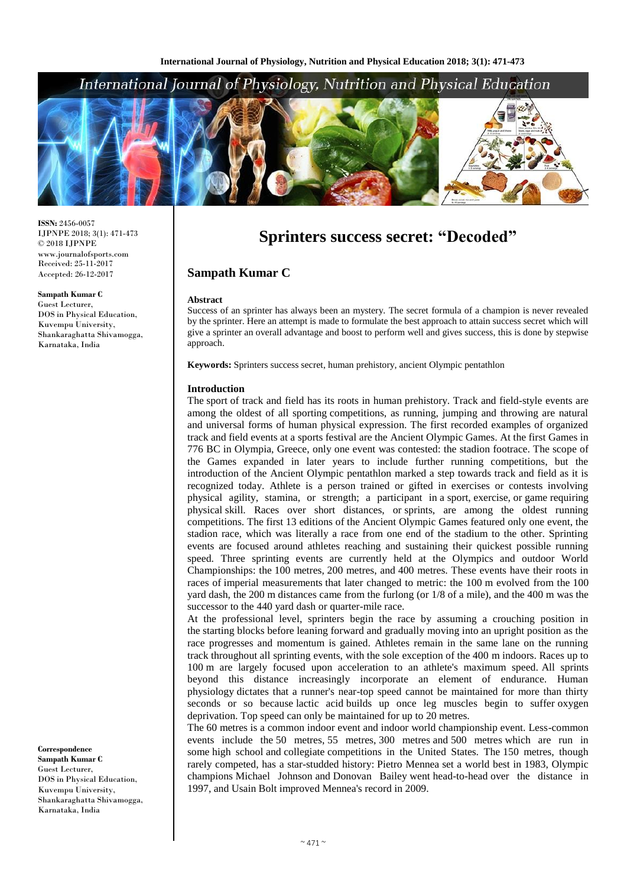**ISSN:** 2456-0057
IJPNPE 2018; 3(1): 471-473
© 2018 IJPNPE
www.journalofsports.com
Received: 25-11-2017
Accepted: 26-12-2017

**Sampath Kumar C**
Guest Lecturer,
DOS in Physical Education,
Kuvempu University,
Shankaraghatta Shivamogga,
Karnataka, India

**Correspondence**
**Sampath Kumar C**
Guest Lecturer,
DOS in Physical Education,
Kuvempu University,
Shankaraghatta Shivamogga,
Karnataka, India

# Sprinters success secret: "Decoded"

## Sampath Kumar C

### Abstract

Success of an sprinter has always been an mystery. The secret formula of a champion is never revealed by the sprinter. Here an attempt is made to formulate the best approach to attain success secret which will give a sprinter an overall advantage and boost to perform well and gives success, this is done by stepwise approach.

**Keywords:** Sprinters success secret, human prehistory, ancient Olympic pentathlon

### Introduction

The sport of track and field has its roots in human prehistory. Track and field-style events are among the oldest of all sporting competitions, as running, jumping and throwing are natural and universal forms of human physical expression. The first recorded examples of organized track and field events at a sports festival are the Ancient Olympic Games. At the first Games in 776 BC in Olympia, Greece, only one event was contested: the stadion footrace. The scope of the Games expanded in later years to include further running competitions, but the introduction of the Ancient Olympic pentathlon marked a step towards track and field as it is recognized today. Athlete is a person trained or gifted in exercises or contests involving physical agility, stamina, or strength; a participant in a sport, exercise, or game requiring physical skill. Races over short distances, or sprints, are among the oldest running competitions. The first 13 editions of the Ancient Olympic Games featured only one event, the stadion race, which was literally a race from one end of the stadium to the other. Sprinting events are focused around athletes reaching and sustaining their quickest possible running speed. Three sprinting events are currently held at the Olympics and outdoor World Championships: the 100 metres, 200 metres, and 400 metres. These events have their roots in races of imperial measurements that later changed to metric: the 100 m evolved from the 100 yard dash, the 200 m distances came from the furlong (or 1/8 of a mile), and the 400 m was the successor to the 440 yard dash or quarter-mile race.

At the professional level, sprinters begin the race by assuming a crouching position in the starting blocks before leaning forward and gradually moving into an upright position as the race progresses and momentum is gained. Athletes remain in the same lane on the running track throughout all sprinting events, with the sole exception of the 400 m indoors. Races up to 100 m are largely focused upon acceleration to an athlete's maximum speed. All sprints beyond this distance increasingly incorporate an element of endurance. Human physiology dictates that a runner's near-top speed cannot be maintained for more than thirty seconds or so because lactic acid builds up once leg muscles begin to suffer oxygen deprivation. Top speed can only be maintained for up to 20 metres.

The 60 metres is a common indoor event and indoor world championship event. Less-common events include the 50 metres, 55 metres, 300 metres and 500 metres which are run in some high school and collegiate competitions in the United States. The 150 metres, though rarely competed, has a star-studded history: Pietro Mennea set a world best in 1983, Olympic champions Michael Johnson and Donovan Bailey went head-to-head over the distance in 1997, and Usain Bolt improved Mennea's record in 2009.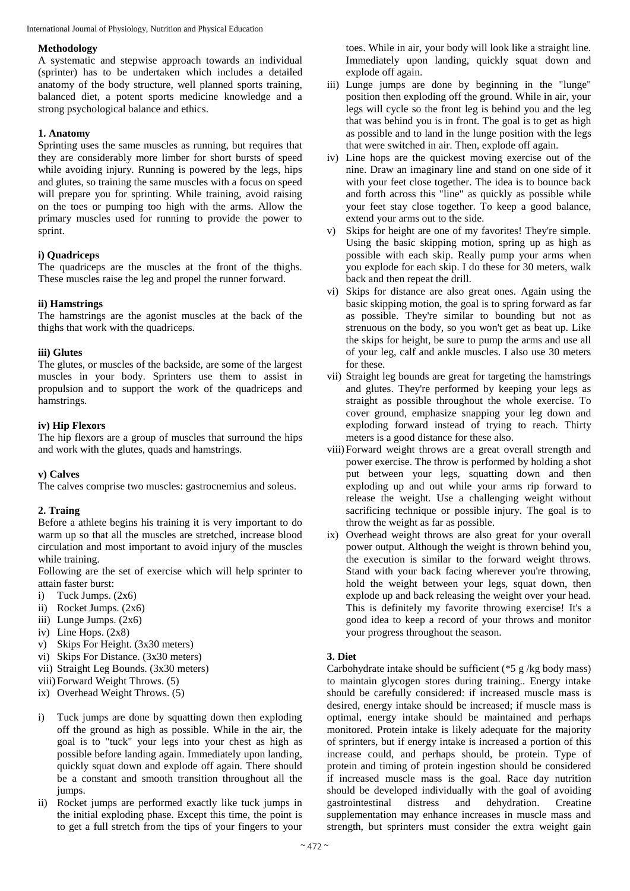## Methodology

A systematic and stepwise approach towards an individual (sprinter) has to be undertaken which includes a detailed anatomy of the body structure, well planned sports training, balanced diet, a potent sports medicine knowledge and a strong psychological balance and ethics.

### 1. Anatomy

Sprinting uses the same muscles as running, but requires that they are considerably more limber for short bursts of speed while avoiding injury. Running is powered by the legs, hips and glutes, so training the same muscles with a focus on speed will prepare you for sprinting. While training, avoid raising on the toes or pumping too high with the arms. Allow the primary muscles used for running to provide the power to sprint.

#### i) Quadriceps

The quadriceps are the muscles at the front of the thighs. These muscles raise the leg and propel the runner forward.

#### ii) Hamstrings

The hamstrings are the agonist muscles at the back of the thighs that work with the quadriceps.

#### iii) Glutes

The glutes, or muscles of the backside, are some of the largest muscles in your body. Sprinters use them to assist in propulsion and to support the work of the quadriceps and hamstrings.

#### iv) Hip Flexors

The hip flexors are a group of muscles that surround the hips and work with the glutes, quads and hamstrings.

#### v) Calves

The calves comprise two muscles: gastrocnemius and soleus.

### 2. Traing

Before a athlete begins his training it is very important to do warm up so that all the muscles are stretched, increase blood circulation and most important to avoid injury of the muscles while training.

Following are the set of exercise which will help sprinter to attain faster burst:

i) Tuck Jumps. (2x6)
ii) Rocket Jumps. (2x6)
iii) Lunge Jumps. (2x6)
iv) Line Hops. (2x8)
v) Skips For Height. (3x30 meters)
vi) Skips For Distance. (3x30 meters)
vii) Straight Leg Bounds. (3x30 meters)
viii) Forward Weight Throws. (5)
ix) Overhead Weight Throws. (5)

i) Tuck jumps are done by squatting down then exploding off the ground as high as possible. While in the air, the goal is to "tuck" your legs into your chest as high as possible before landing again. Immediately upon landing, quickly squat down and explode off again. There should be a constant and smooth transition throughout all the jumps.
ii) Rocket jumps are performed exactly like tuck jumps in the initial exploding phase. Except this time, the point is to get a full stretch from the tips of your fingers to your toes. While in air, your body will look like a straight line. Immediately upon landing, quickly squat down and explode off again.
iii) Lunge jumps are done by beginning in the "lunge" position then exploding off the ground. While in air, your legs will cycle so the front leg is behind you and the leg that was behind you is in front. The goal is to get as high as possible and to land in the lunge position with the legs that were switched in air. Then, explode off again.
iv) Line hops are the quickest moving exercise out of the nine. Draw an imaginary line and stand on one side of it with your feet close together. The idea is to bounce back and forth across this "line" as quickly as possible while your feet stay close together. To keep a good balance, extend your arms out to the side.
v) Skips for height are one of my favorites! They're simple. Using the basic skipping motion, spring up as high as possible with each skip. Really pump your arms when you explode for each skip. I do these for 30 meters, walk back and then repeat the drill.
vi) Skips for distance are also great ones. Again using the basic skipping motion, the goal is to spring forward as far as possible. They're similar to bounding but not as strenuous on the body, so you won't get as beat up. Like the skips for height, be sure to pump the arms and use all of your leg, calf and ankle muscles. I also use 30 meters for these.
vii) Straight leg bounds are great for targeting the hamstrings and glutes. They're performed by keeping your legs as straight as possible throughout the whole exercise. To cover ground, emphasize snapping your leg down and exploding forward instead of trying to reach. Thirty meters is a good distance for these also.
viii) Forward weight throws are a great overall strength and power exercise. The throw is performed by holding a shot put between your legs, squatting down and then exploding up and out while your arms rip forward to release the weight. Use a challenging weight without sacrificing technique or possible injury. The goal is to throw the weight as far as possible.
ix) Overhead weight throws are also great for your overall power output. Although the weight is thrown behind you, the execution is similar to the forward weight throws. Stand with your back facing wherever you're throwing, hold the weight between your legs, squat down, then explode up and back releasing the weight over your head. This is definitely my favorite throwing exercise! It's a good idea to keep a record of your throws and monitor your progress throughout the season.

### 3. Diet

Carbohydrate intake should be sufficient (*5 g /kg body mass) to maintain glycogen stores during training.. Energy intake should be carefully considered: if increased muscle mass is desired, energy intake should be increased; if muscle mass is optimal, energy intake should be maintained and perhaps monitored. Protein intake is likely adequate for the majority of sprinters, but if energy intake is increased a portion of this increase could, and perhaps should, be protein. Type of protein and timing of protein ingestion should be considered if increased muscle mass is the goal. Race day nutrition should be developed individually with the goal of avoiding gastrointestinal distress and dehydration. Creatine supplementation may enhance increases in muscle mass and strength, but sprinters must consider the extra weight gain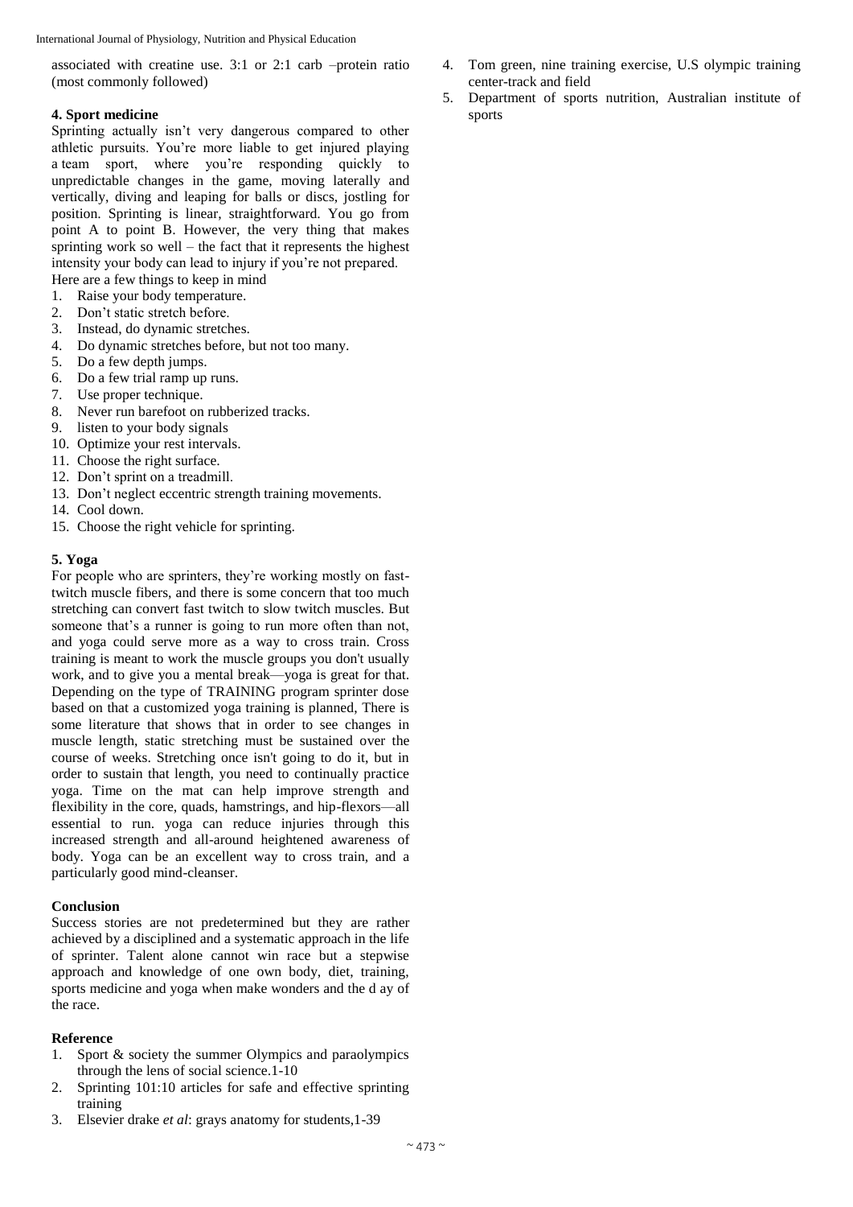associated with creatine use. 3:1 or 2:1 carb –protein ratio (most commonly followed)

### 4. Sport medicine

Sprinting actually isn't very dangerous compared to other athletic pursuits. You're more liable to get injured playing a team sport, where you're responding quickly to unpredictable changes in the game, moving laterally and vertically, diving and leaping for balls or discs, jostling for position. Sprinting is linear, straightforward. You go from point A to point B. However, the very thing that makes sprinting work so well – the fact that it represents the highest intensity your body can lead to injury if you're not prepared.

Here are a few things to keep in mind

1. Raise your body temperature.
2. Don't static stretch before.
3. Instead, do dynamic stretches.
4. Do dynamic stretches before, but not too many.
5. Do a few depth jumps.
6. Do a few trial ramp up runs.
7. Use proper technique.
8. Never run barefoot on rubberized tracks.
9. listen to your body signals
10. Optimize your rest intervals.
11. Choose the right surface.
12. Don't sprint on a treadmill.
13. Don't neglect eccentric strength training movements.
14. Cool down.
15. Choose the right vehicle for sprinting.

### 5. Yoga

For people who are sprinters, they're working mostly on fast-twitch muscle fibers, and there is some concern that too much stretching can convert fast twitch to slow twitch muscles. But someone that's a runner is going to run more often than not, and yoga could serve more as a way to cross train. Cross training is meant to work the muscle groups you don't usually work, and to give you a mental break—yoga is great for that. Depending on the type of TRAINING program sprinter dose based on that a customized yoga training is planned, There is some literature that shows that in order to see changes in muscle length, static stretching must be sustained over the course of weeks. Stretching once isn't going to do it, but in order to sustain that length, you need to continually practice yoga. Time on the mat can help improve strength and flexibility in the core, quads, hamstrings, and hip-flexors—all essential to run. yoga can reduce injuries through this increased strength and all-around heightened awareness of body. Yoga can be an excellent way to cross train, and a particularly good mind-cleanser.

### Conclusion

Success stories are not predetermined but they are rather achieved by a disciplined and a systematic approach in the life of sprinter. Talent alone cannot win race but a stepwise approach and knowledge of one own body, diet, training, sports medicine and yoga when make wonders and the d ay of the race.

### Reference

1. Sport & society the summer Olympics and paraolympics through the lens of social science.1-10
2. Sprinting 101:10 articles for safe and effective sprinting training
3. Elsevier drake *et al*: grays anatomy for students,1-39
4. Tom green, nine training exercise, U.S olympic training center-track and field
5. Department of sports nutrition, Australian institute of sports